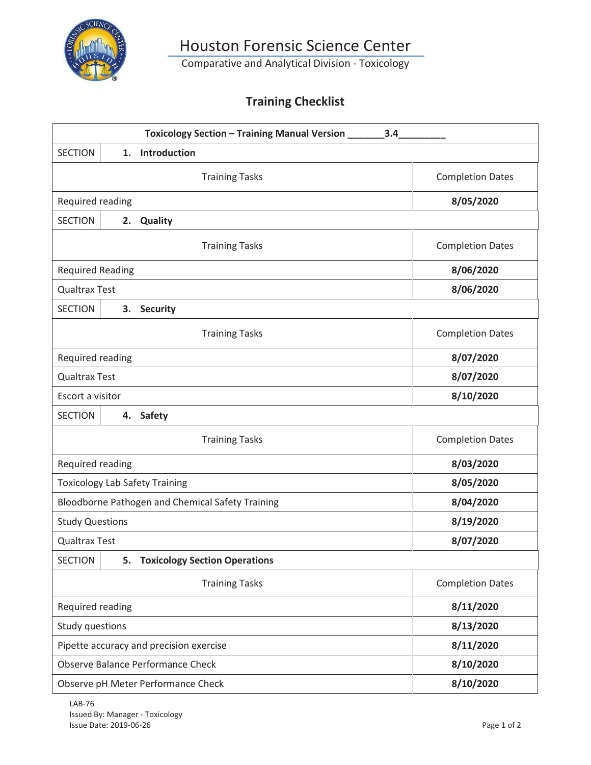# Houston Forensic Science Center

Comparative and Analytical Division - Toxicology

## Training Checklist

| Toxicology Section – Training Manual Version _______3.4_________ | |
|---|---|
| SECTION **1. Introduction** | |
| Training Tasks | Completion Dates |
| Required reading | **8/05/2020** |
| SECTION **2. Quality** | |
| Training Tasks | Completion Dates |
| Required Reading | **8/06/2020** |
| Qualtrax Test | **8/06/2020** |
| SECTION **3. Security** | |
| Training Tasks | Completion Dates |
| Required reading | **8/07/2020** |
| Qualtrax Test | **8/07/2020** |
| Escort a visitor | **8/10/2020** |
| SECTION **4. Safety** | |
| Training Tasks | Completion Dates |
| Required reading | **8/03/2020** |
| Toxicology Lab Safety Training | **8/05/2020** |
| Bloodborne Pathogen and Chemical Safety Training | **8/04/2020** |
| Study Questions | **8/19/2020** |
| Qualtrax Test | **8/07/2020** |
| SECTION **5. Toxicology Section Operations** | |
| Training Tasks | Completion Dates |
| Required reading | **8/11/2020** |
| Study questions | **8/13/2020** |
| Pipette accuracy and precision exercise | **8/11/2020** |
| Observe Balance Performance Check | **8/10/2020** |
| Observe pH Meter Performance Check | **8/10/2020** |

LAB-76
Issued By: Manager - Toxicology
Issue Date: 2019-06-26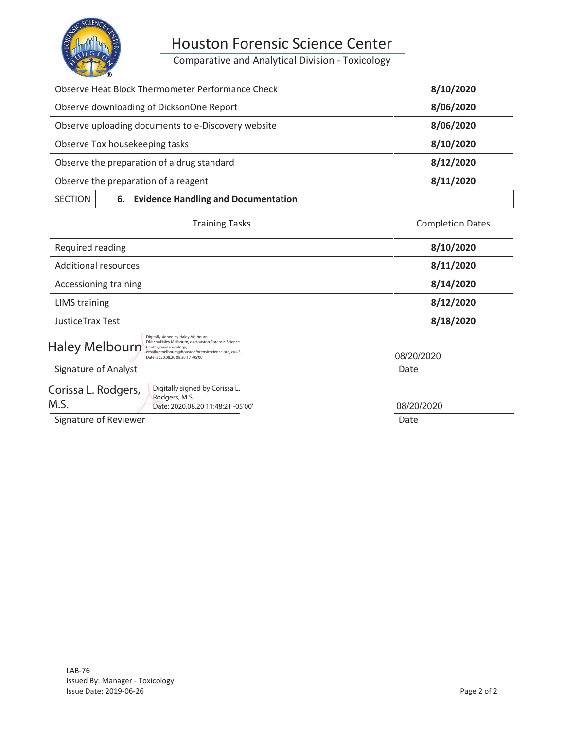# Houston Forensic Science Center

Comparative and Analytical Division - Toxicology

| | |
|---|---|
| Observe Heat Block Thermometer Performance Check | **8/10/2020** |
| Observe downloading of DicksonOne Report | **8/06/2020** |
| Observe uploading documents to e-Discovery website | **8/06/2020** |
| Observe Tox housekeeping tasks | **8/10/2020** |
| Observe the preparation of a drug standard | **8/12/2020** |
| Observe the preparation of a reagent | **8/11/2020** |

SECTION **6. Evidence Handling and Documentation**

| Training Tasks | Completion Dates |
|---|---|
| Required reading | **8/10/2020** |
| Additional resources | **8/11/2020** |
| Accessioning training | **8/14/2020** |
| LIMS training | **8/12/2020** |
| JusticeTrax Test | **8/18/2020** |

Haley Melbourn — Digitally signed by Haley Melbourn DN: cn=Haley Melbourn, o=Houston Forensic Science Center, ou=Toxicology, email=hmelbourn@houstonforensicscience.org, c=US Date: 2020.08.20 08:20:17 -05'00'

Signature of Analyst — Date: 08/20/2020

Corissa L. Rodgers, M.S. — Digitally signed by Corissa L. Rodgers, M.S. Date: 2020.08.20 11:48:21 -05'00'

Signature of Reviewer — Date: 08/20/2020

LAB-76
Issued By: Manager - Toxicology
Issue Date: 2019-06-26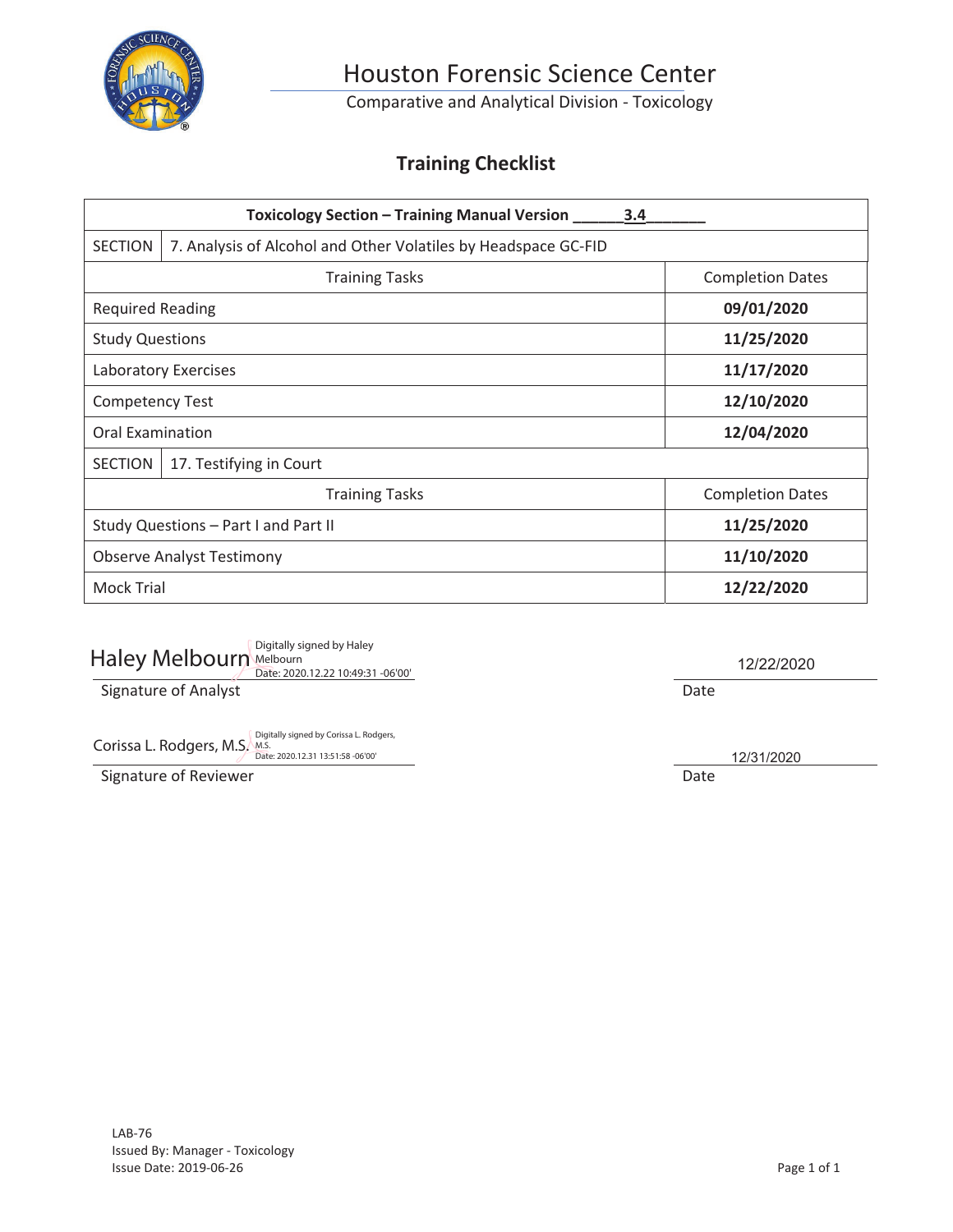# Houston Forensic Science Center

Comparative and Analytical Division - Toxicology

## Training Checklist

| Toxicology Section – Training Manual Version ______3.4_______ | |
|---|---|
| SECTION 7. Analysis of Alcohol and Other Volatiles by Headspace GC-FID | |
| Training Tasks | Completion Dates |
| Required Reading | **09/01/2020** |
| Study Questions | **11/25/2020** |
| Laboratory Exercises | **11/17/2020** |
| Competency Test | **12/10/2020** |
| Oral Examination | **12/04/2020** |
| SECTION 17. Testifying in Court | |
| Training Tasks | Completion Dates |
| Study Questions – Part I and Part II | **11/25/2020** |
| Observe Analyst Testimony | **11/10/2020** |
| Mock Trial | **12/22/2020** |

Haley Melbourn Digitally signed by Haley Melbourn Date: 2020.12.22 10:49:31 -06'00'

Signature of Analyst

Date: 12/22/2020

Corissa L. Rodgers, M.S. Digitally signed by Corissa L. Rodgers, M.S. Date: 2020.12.31 13:51:58 -06'00'

Signature of Reviewer

Date: 12/31/2020

LAB-76
Issued By: Manager - Toxicology
Issue Date: 2019-06-26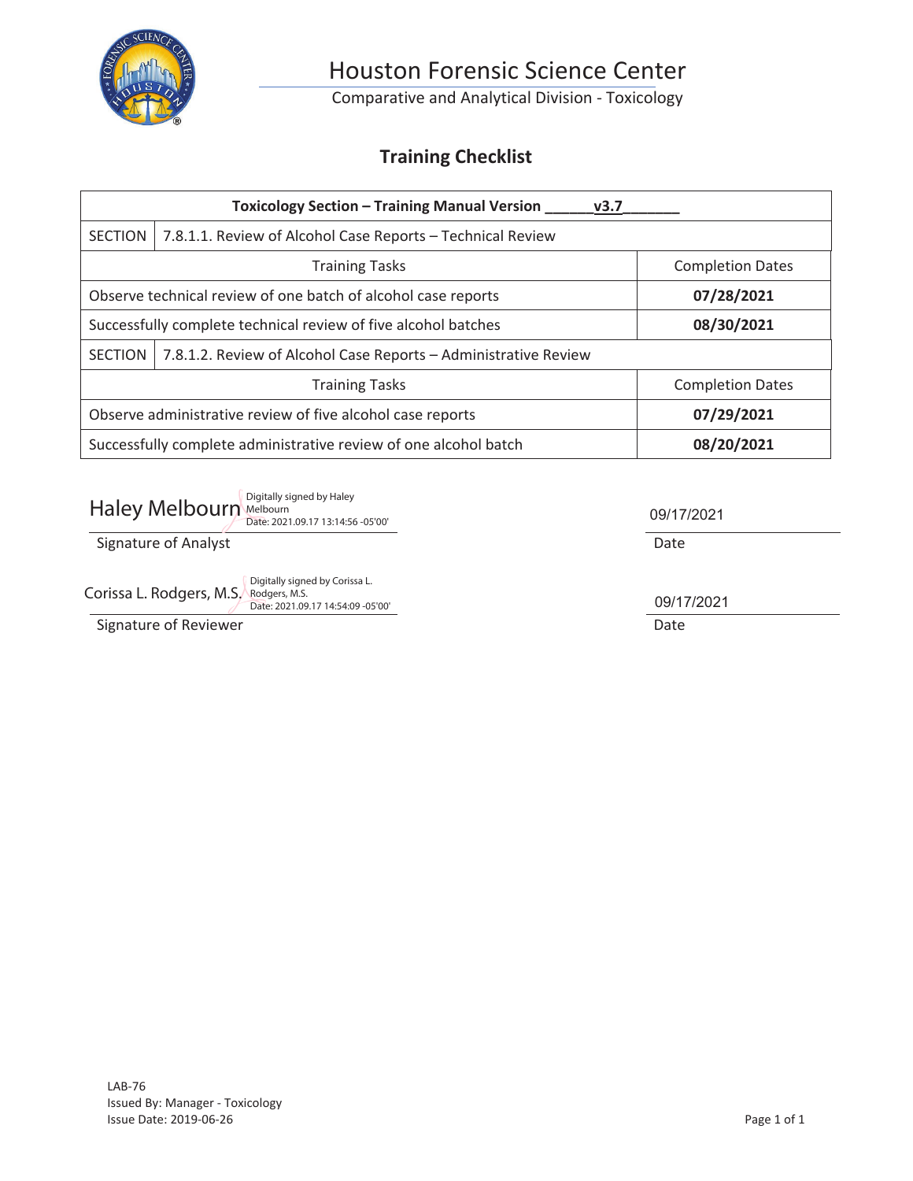# Houston Forensic Science Center

Comparative and Analytical Division - Toxicology

## Training Checklist

| Toxicology Section – Training Manual Version ______v3.7_______ | |
|---|---|
| SECTION 7.8.1.1. Review of Alcohol Case Reports – Technical Review | |
| Training Tasks | Completion Dates |
| Observe technical review of one batch of alcohol case reports | **07/28/2021** |
| Successfully complete technical review of five alcohol batches | **08/30/2021** |
| SECTION 7.8.1.2. Review of Alcohol Case Reports – Administrative Review | |
| Training Tasks | Completion Dates |
| Observe administrative review of five alcohol case reports | **07/29/2021** |
| Successfully complete administrative review of one alcohol batch | **08/20/2021** |

Haley Melbourn — Digitally signed by Haley Melbourn Date: 2021.09.17 13:14:56 -05'00'

Signature of Analyst

Date: 09/17/2021

Corissa L. Rodgers, M.S. — Digitally signed by Corissa L. Rodgers, M.S. Date: 2021.09.17 14:54:09 -05'00'

Signature of Reviewer

Date: 09/17/2021

LAB-76
Issued By: Manager - Toxicology
Issue Date: 2019-06-26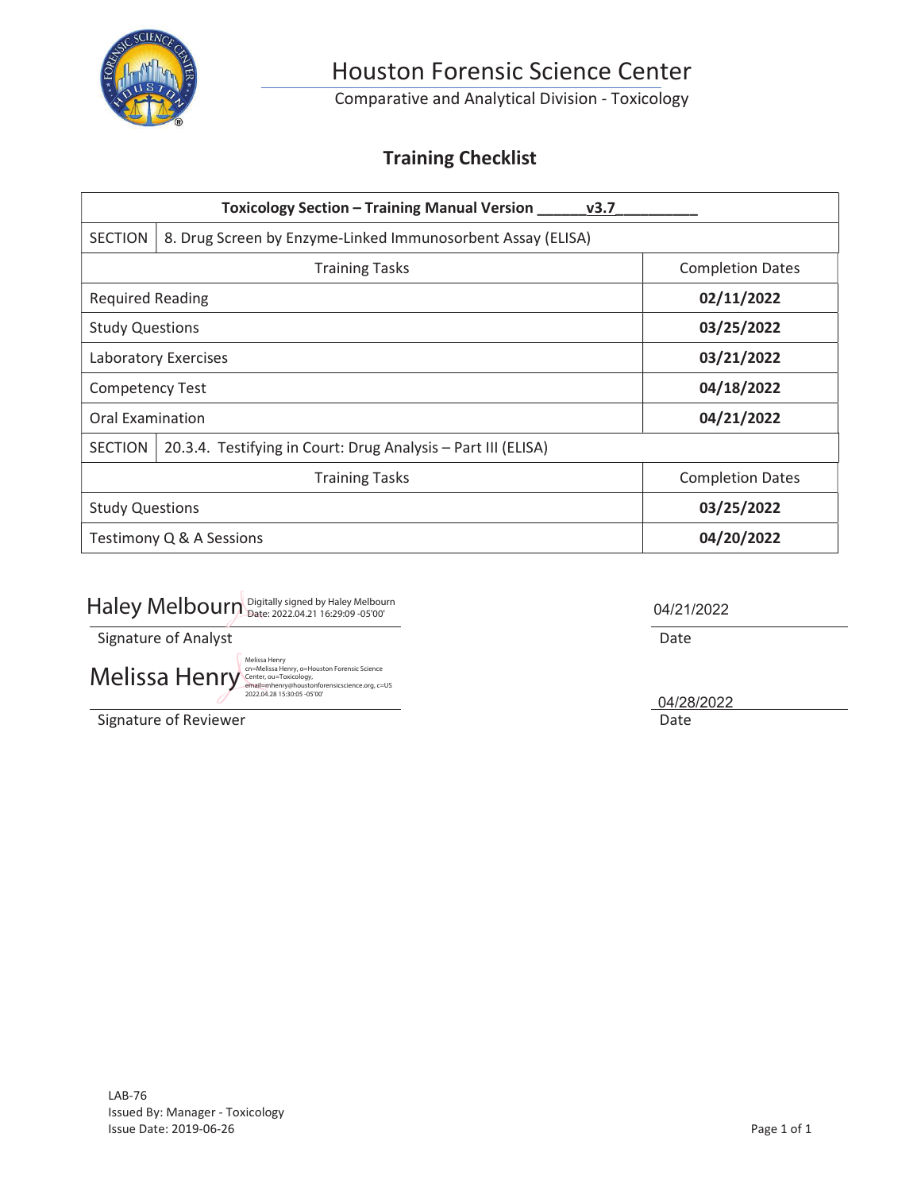# Houston Forensic Science Center

Comparative and Analytical Division - Toxicology

## Training Checklist

| Toxicology Section – Training Manual Version ______v3.7__________ | | |
|---|---|---|
| SECTION | 8. Drug Screen by Enzyme-Linked Immunosorbent Assay (ELISA) | |
| Training Tasks | | Completion Dates |
| Required Reading | | **02/11/2022** |
| Study Questions | | **03/25/2022** |
| Laboratory Exercises | | **03/21/2022** |
| Competency Test | | **04/18/2022** |
| Oral Examination | | **04/21/2022** |
| SECTION | 20.3.4. Testifying in Court: Drug Analysis – Part III (ELISA) | |
| Training Tasks | | Completion Dates |
| Study Questions | | **03/25/2022** |
| Testimony Q & A Sessions | | **04/20/2022** |

Haley Melbourn Digitally signed by Haley Melbourn Date: 2022.04.21 16:29:09 -05'00'

Signature of Analyst

04/21/2022

Date

Melissa Henry Melissa Henry cn=Melissa Henry, o=Houston Forensic Science Center, ou=Toxicology, email=mhenry@houstonforensicscience.org, c=US 2022.04.28 15:30:05 -05'00'

Signature of Reviewer

04/28/2022

Date

LAB-76
Issued By: Manager - Toxicology
Issue Date: 2019-06-26